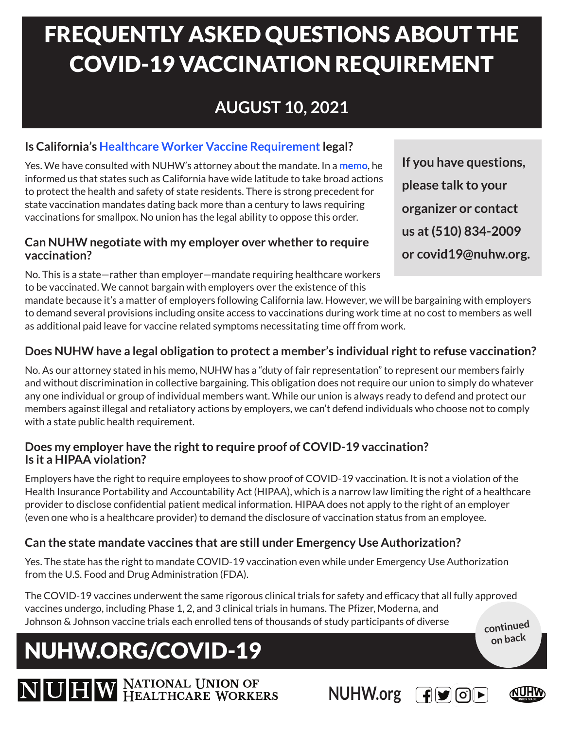# FREQUENTLY ASKED QUESTIONS ABOUT THE COVID-19 VACCINATION REQUIREMENT

## AUGUST 10, 2021

**If you have questions, please talk to your organizer or contact us at (510) 834-2009 or covid19@nuhw.org.**

### Is California's Healthcare Worker Vaccine Requirement legal?

Yes. We have consulted with NUHW's attorney about the mandate. In a **memo**, he informed us that states such as California have wide latitude to take broad actions to protect the health and safety of state residents. There is strong precedent for state vaccination mandates dating back more than a century to laws requiring vaccinations for smallpox. No union has the legal ability to oppose this order.

### Can NUHW negotiate with my employer over whether to require vaccination?

No. This is a state—rather than employer—mandate requiring healthcare workers to be vaccinated. We cannot bargain with employers over the existence of this mandate because it's a matter of employers following California law. However, we will be bargaining with employers to demand several provisions including onsite access to vaccinations during work time at no cost to members as well as additional paid leave for vaccine related symptoms necessitating time off from work.

### Does NUHW have a legal obligation to protect a member's individual right to refuse vaccination?

No. As our attorney stated in his memo, NUHW has a "duty of fair representation" to represent our members fairly and without discrimination in collective bargaining. This obligation does not require our union to simply do whatever any one individual or group of individual members want. While our union is always ready to defend and protect our members against illegal and retaliatory actions by employers, we can't defend individuals who choose not to comply with a state public health requirement.

### Does my employer have the right to require proof of COVID-19 vaccination? Is it a HIPAA violation?

Employers have the right to require employees to show proof of COVID-19 vaccination. It is not a violation of the Health Insurance Portability and Accountability Act (HIPAA), which is a narrow law limiting the right of a healthcare provider to disclose confidential patient medical information. HIPAA does not apply to the right of an employer (even one who is a healthcare provider) to demand the disclosure of vaccination status from an employee.

### Can the state mandate vaccines that are still under Emergency Use Authorization?

Yes. The state has the right to mandate COVID-19 vaccination even while under Emergency Use Authorization from the U.S. Food and Drug Administration (FDA).

The COVID-19 vaccines underwent the same rigorous clinical trials for safety and efficacy that all fully approved vaccines undergo, including Phase 1, 2, and 3 clinical trials in humans. The Pfizer, Moderna, and Johnson & Johnson vaccine trials each enrolled tens of thousands of study participants of diverse

continued on back

**NUHW.ORG/COVID-19**

NUHW National Union of Healthcare Workers

NUHW.org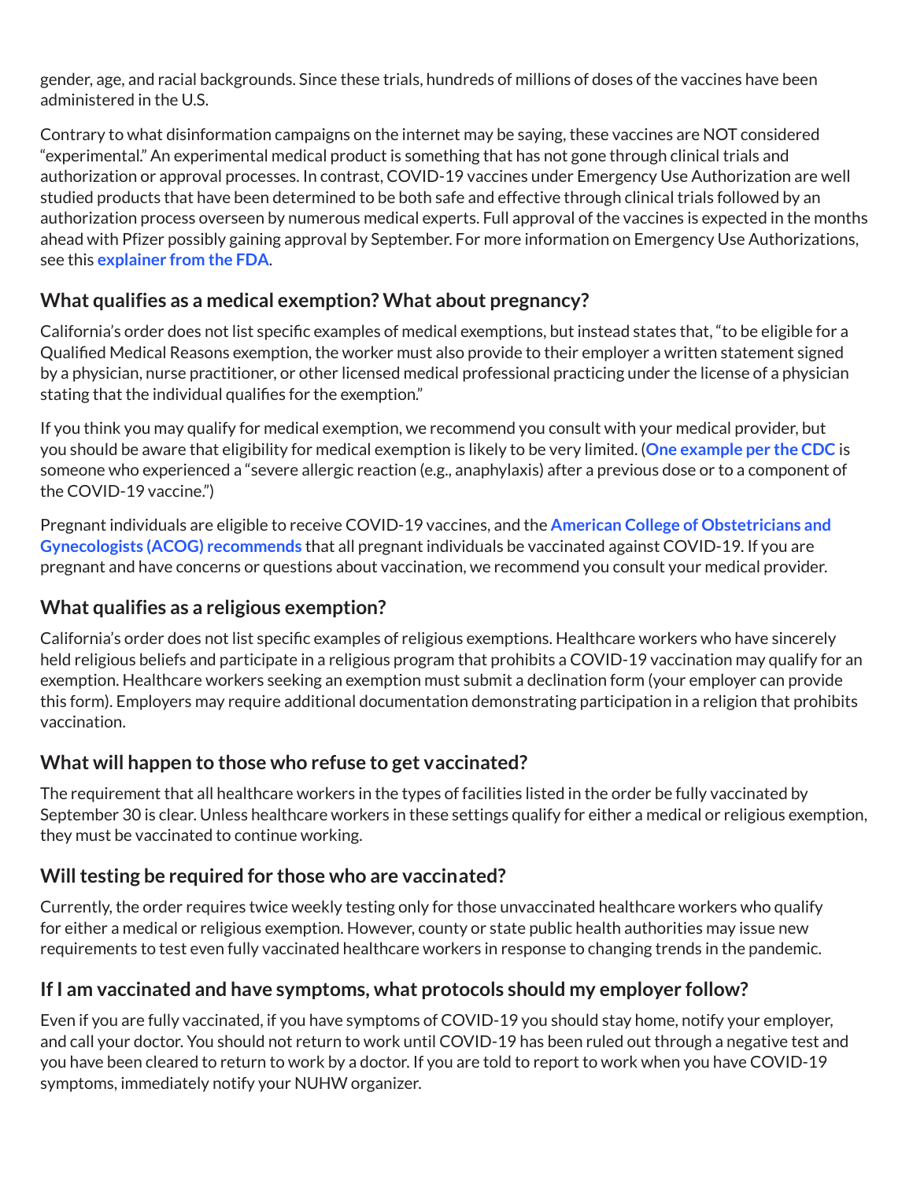gender, age, and racial backgrounds. Since these trials, hundreds of millions of doses of the vaccines have been administered in the U.S.

Contrary to what disinformation campaigns on the internet may be saying, these vaccines are NOT considered "experimental." An experimental medical product is something that has not gone through clinical trials and authorization or approval processes. In contrast, COVID-19 vaccines under Emergency Use Authorization are well studied products that have been determined to be both safe and effective through clinical trials followed by an authorization process overseen by numerous medical experts. Full approval of the vaccines is expected in the months ahead with Pfizer possibly gaining approval by September. For more information on Emergency Use Authorizations, see this **explainer from the FDA**.

### What qualifies as a medical exemption? What about pregnancy?

California's order does not list specific examples of medical exemptions, but instead states that, "to be eligible for a Qualified Medical Reasons exemption, the worker must also provide to their employer a written statement signed by a physician, nurse practitioner, or other licensed medical professional practicing under the license of a physician stating that the individual qualifies for the exemption."

If you think you may qualify for medical exemption, we recommend you consult with your medical provider, but you should be aware that eligibility for medical exemption is likely to be very limited. (**One example per the CDC** is someone who experienced a "severe allergic reaction (e.g., anaphylaxis) after a previous dose or to a component of the COVID-19 vaccine.")

Pregnant individuals are eligible to receive COVID-19 vaccines, and the **American College of Obstetricians and Gynecologists (ACOG) recommends** that all pregnant individuals be vaccinated against COVID-19. If you are pregnant and have concerns or questions about vaccination, we recommend you consult your medical provider.

### What qualifies as a religious exemption?

California's order does not list specific examples of religious exemptions. Healthcare workers who have sincerely held religious beliefs and participate in a religious program that prohibits a COVID-19 vaccination may qualify for an exemption. Healthcare workers seeking an exemption must submit a declination form (your employer can provide this form). Employers may require additional documentation demonstrating participation in a religion that prohibits vaccination.

### What will happen to those who refuse to get vaccinated?

The requirement that all healthcare workers in the types of facilities listed in the order be fully vaccinated by September 30 is clear. Unless healthcare workers in these settings qualify for either a medical or religious exemption, they must be vaccinated to continue working.

### Will testing be required for those who are vaccinated?

Currently, the order requires twice weekly testing only for those unvaccinated healthcare workers who qualify for either a medical or religious exemption. However, county or state public health authorities may issue new requirements to test even fully vaccinated healthcare workers in response to changing trends in the pandemic.

### If I am vaccinated and have symptoms, what protocols should my employer follow?

Even if you are fully vaccinated, if you have symptoms of COVID-19 you should stay home, notify your employer, and call your doctor. You should not return to work until COVID-19 has been ruled out through a negative test and you have been cleared to return to work by a doctor. If you are told to report to work when you have COVID-19 symptoms, immediately notify your NUHW organizer.